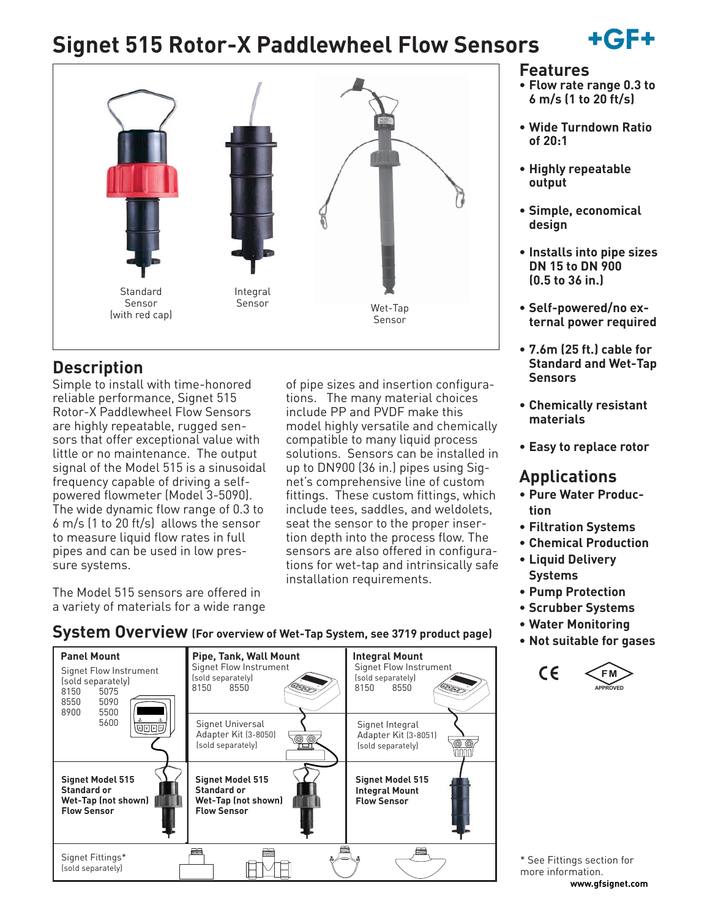# Signet 515 Rotor-X Paddlewheel Flow Sensors

Standard Sensor (with red cap)

Integral Sensor

Wet-Tap Sensor

## Description

Simple to install with time-honored reliable performance, Signet 515 Rotor-X Paddlewheel Flow Sensors are highly repeatable, rugged sensors that offer exceptional value with little or no maintenance. The output signal of the Model 515 is a sinusoidal frequency capable of driving a self-powered flowmeter (Model 3-5090). The wide dynamic flow range of 0.3 to 6 m/s (1 to 20 ft/s) allows the sensor to measure liquid flow rates in full pipes and can be used in low pressure systems.

The Model 515 sensors are offered in a variety of materials for a wide range of pipe sizes and insertion configurations. The many material choices include PP and PVDF make this model highly versatile and chemically compatible to many liquid process solutions. Sensors can be installed in up to DN900 (36 in.) pipes using Signet's comprehensive line of custom fittings. These custom fittings, which include tees, saddles, and weldolets, seat the sensor to the proper insertion depth into the process flow. The sensors are also offered in configurations for wet-tap and intrinsically safe installation requirements.

## Features

- **Flow rate range 0.3 to 6 m/s (1 to 20 ft/s)**
- **Wide Turndown Ratio of 20:1**
- **Highly repeatable output**
- **Simple, economical design**
- **Installs into pipe sizes DN 15 to DN 900 (0.5 to 36 in.)**
- **Self-powered/no external power required**
- **7.6m (25 ft.) cable for Standard and Wet-Tap Sensors**
- **Chemically resistant materials**
- **Easy to replace rotor**

## Applications

- **Pure Water Production**
- **Filtration Systems**
- **Chemical Production**
- **Liquid Delivery Systems**
- **Pump Protection**
- **Scrubber Systems**
- **Water Monitoring**
- **Not suitable for gases**

## System Overview (For overview of Wet-Tap System, see 3719 product page)

| Panel Mount | Pipe, Tank, Wall Mount | Integral Mount |
|---|---|---|
| Signet Flow Instrument (sold separately) 8150, 8550, 8900, 5075, 5090, 5500, 5600 | Signet Flow Instrument (sold separately) 8150, 8550 | Signet Flow Instrument (sold separately) 8150, 8550 |
| | Signet Universal Adapter Kit (3-8050) (sold separately) | Signet Integral Adapter Kit (3-8051) (sold separately) |
| **Signet Model 515 Standard or Wet-Tap (not shown) Flow Sensor** | **Signet Model 515 Standard or Wet-Tap (not shown) Flow Sensor** | **Signet Model 515 Integral Mount Flow Sensor** |
| Signet Fittings* (sold separately) | | |

* See Fittings section for more information.

www.gfsignet.com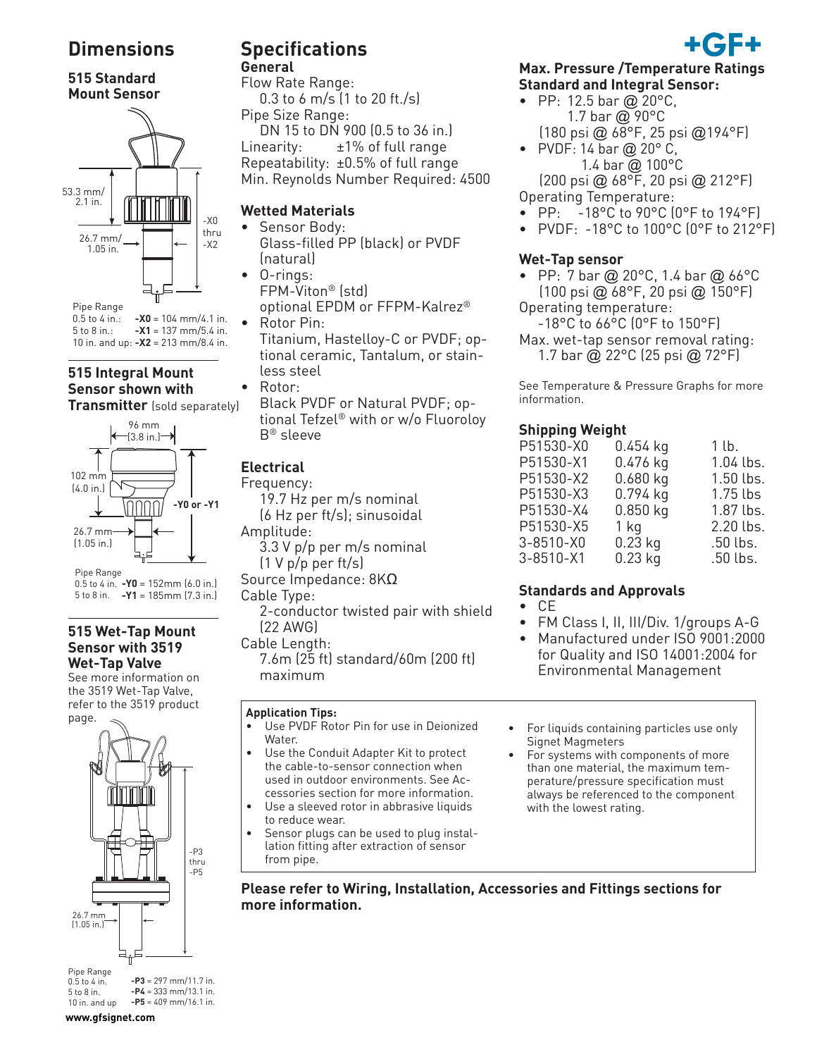# Dimensions

### 515 Standard Mount Sensor

53.3 mm/ 2.1 in.

26.7 mm/ 1.05 in.

-X0 thru -X2

| Pipe Range | |
|---|---|
| 0.5 to 4 in.: | **-X0** = 104 mm/4.1 in. |
| 5 to 8 in.: | **-X1** = 137 mm/5.4 in. |
| 10 in. and up: | **-X2** = 213 mm/8.4 in. |

### 515 Integral Mount Sensor shown with Transmitter (sold separately)

96 mm (3.8 in.)

102 mm (4.0 in.)

**-Y0 or -Y1**

26.7 mm (1.05 in.)

| Pipe Range | |
|---|---|
| 0.5 to 4 in. | **-Y0** = 152mm (6.0 in.) |
| 5 to 8 in. | **-Y1** = 185mm (7.3 in.) |

### 515 Wet-Tap Mount Sensor with 3519 Wet-Tap Valve

See more information on the 3519 Wet-Tap Valve, refer to the 3519 product page.

-P3 thru -P5

26.7 mm (1.05 in.)

| Pipe Range | |
|---|---|
| 0.5 to 4 in. | **-P3** = 297 mm/11.7 in. |
| 5 to 8 in. | **-P4** = 333 mm/13.1 in. |
| 10 in. and up | **-P5** = 409 mm/16.1 in. |

www.gfsignet.com

# Specifications

### General

Flow Rate Range:
0.3 to 6 m/s (1 to 20 ft./s)

Pipe Size Range:
DN 15 to DN 900 (0.5 to 36 in.)

Linearity: ±1% of full range

Repeatability: ±0.5% of full range

Min. Reynolds Number Required: 4500

### Wetted Materials

- Sensor Body:
  Glass-filled PP (black) or PVDF (natural)
- O-rings:
  FPM-Viton® (std)
  optional EPDM or FFPM-Kalrez®
- Rotor Pin:
  Titanium, Hastelloy-C or PVDF; optional ceramic, Tantalum, or stainless steel
- Rotor:
  Black PVDF or Natural PVDF; optional Tefzel® with or w/o Fluoroloy B® sleeve

### Electrical

Frequency:
19.7 Hz per m/s nominal
(6 Hz per ft/s); sinusoidal

Amplitude:
3.3 V p/p per m/s nominal
(1 V p/p per ft/s)

Source Impedance: 8KΩ

Cable Type:
2-conductor twisted pair with shield (22 AWG)

Cable Length:
7.6m (25 ft) standard/60m (200 ft) maximum

### Max. Pressure /Temperature Ratings Standard and Integral Sensor:

- PP: 12.5 bar @ 20°C,
  1.7 bar @ 90°C
  (180 psi @ 68°F, 25 psi @194°F)
- PVDF: 14 bar @ 20° C,
  1.4 bar @ 100°C
  (200 psi @ 68°F, 20 psi @ 212°F)

Operating Temperature:

- PP: -18°C to 90°C (0°F to 194°F)
- PVDF: -18°C to 100°C (0°F to 212°F)

### Wet-Tap sensor

- PP: 7 bar @ 20°C, 1.4 bar @ 66°C
  (100 psi @ 68°F, 20 psi @ 150°F)

Operating temperature:
-18°C to 66°C (0°F to 150°F)

Max. wet-tap sensor removal rating:
1.7 bar @ 22°C (25 psi @ 72°F)

See Temperature & Pressure Graphs for more information.

### Shipping Weight

| | | |
|---|---|---|
| P51530-X0 | 0.454 kg | 1 lb. |
| P51530-X1 | 0.476 kg | 1.04 lbs. |
| P51530-X2 | 0.680 kg | 1.50 lbs. |
| P51530-X3 | 0.794 kg | 1.75 lbs |
| P51530-X4 | 0.850 kg | 1.87 lbs. |
| P51530-X5 | 1 kg | 2.20 lbs. |
| 3-8510-X0 | 0.23 kg | .50 lbs. |
| 3-8510-X1 | 0.23 kg | .50 lbs. |

### Standards and Approvals

- CE
- FM Class I, II, III/Div. 1/groups A-G
- Manufactured under ISO 9001:2000 for Quality and ISO 14001:2004 for Environmental Management

**Application Tips:**

- Use PVDF Rotor Pin for use in Deionized Water.
- Use the Conduit Adapter Kit to protect the cable-to-sensor connection when used in outdoor environments. See Accessories section for more information.
- Use a sleeved rotor in abrasive liquids to reduce wear.
- Sensor plugs can be used to plug installation fitting after extraction of sensor from pipe.
- For liquids containing particles use only Signet Magmeters
- For systems with components of more than one material, the maximum temperature/pressure specification must always be referenced to the component with the lowest rating.

**Please refer to Wiring, Installation, Accessories and Fittings sections for more information.**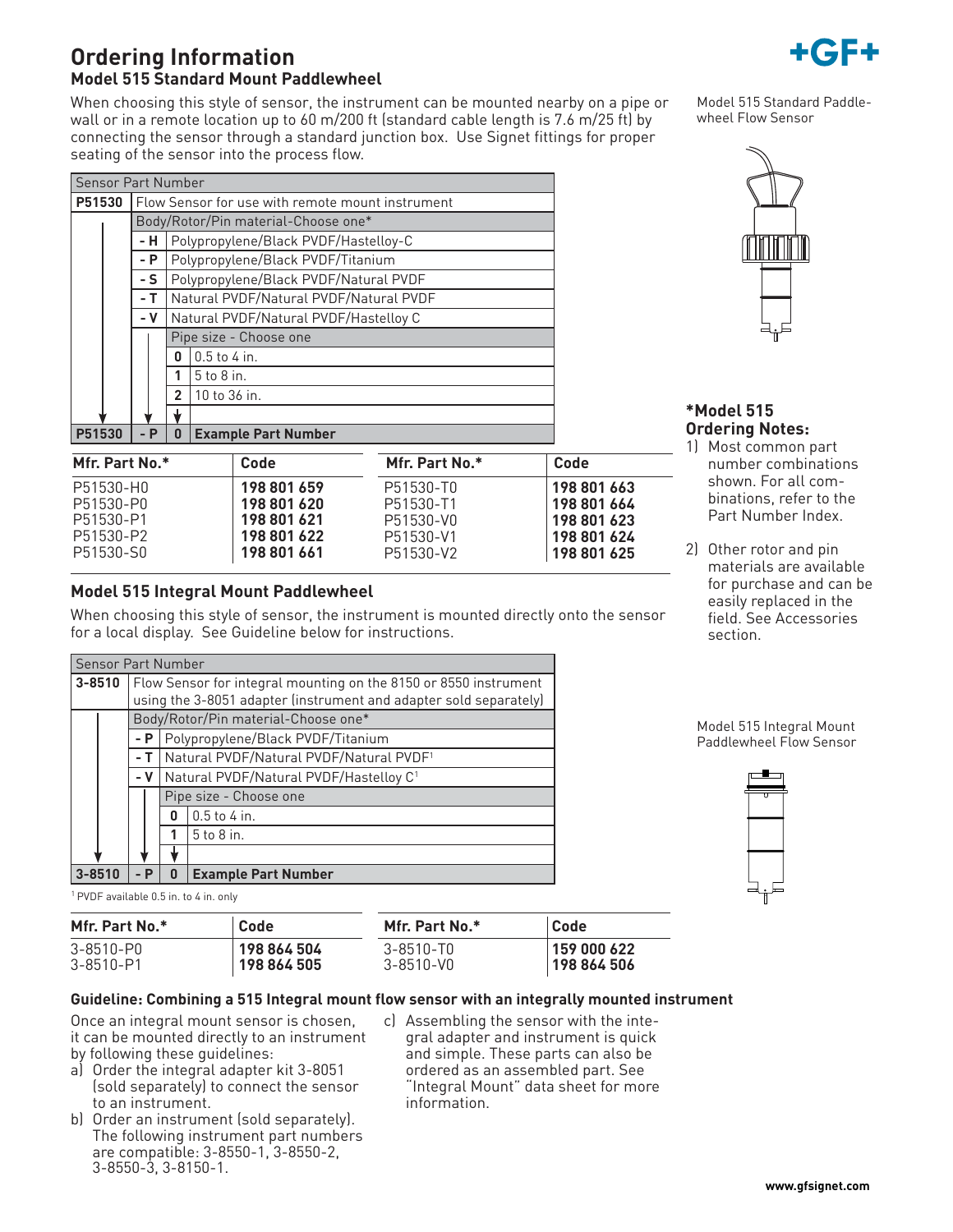# Ordering Information

## Model 515 Standard Mount Paddlewheel

When choosing this style of sensor, the instrument can be mounted nearby on a pipe or wall or in a remote location up to 60 m/200 ft (standard cable length is 7.6 m/25 ft) by connecting the sensor through a standard junction box. Use Signet fittings for proper seating of the sensor into the process flow.

Model 515 Standard Paddle-wheel Flow Sensor

| Sensor Part Number | | | |
|---|---|---|---|
| P51530 | Flow Sensor for use with remote mount instrument | | |
| | Body/Rotor/Pin material-Choose one* | | |
| | - H | Polypropylene/Black PVDF/Hastelloy-C | |
| | - P | Polypropylene/Black PVDF/Titanium | |
| | - S | Polypropylene/Black PVDF/Natural PVDF | |
| | - T | Natural PVDF/Natural PVDF/Natural PVDF | |
| | - V | Natural PVDF/Natural PVDF/Hastelloy C | |
| | | Pipe size - Choose one | |
| | | 0 | 0.5 to 4 in. |
| | | 1 | 5 to 8 in. |
| | | 2 | 10 to 36 in. |
| **P51530** | **- P** | **0** | **Example Part Number** |

| Mfr. Part No.* | Code | Mfr. Part No.* | Code |
|---|---|---|---|
| P51530-H0 | **198 801 659** | P51530-T0 | **198 801 663** |
| P51530-P0 | **198 801 620** | P51530-T1 | **198 801 664** |
| P51530-P1 | **198 801 621** | P51530-V0 | **198 801 623** |
| P51530-P2 | **198 801 622** | P51530-V1 | **198 801 624** |
| P51530-S0 | **198 801 661** | P51530-V2 | **198 801 625** |

### *Model 515 Ordering Notes:

1) Most common part number combinations shown. For all combinations, refer to the Part Number Index.

2) Other rotor and pin materials are available for purchase and can be easily replaced in the field. See Accessories section.

## Model 515 Integral Mount Paddlewheel

When choosing this style of sensor, the instrument is mounted directly onto the sensor for a local display. See Guideline below for instructions.

Model 515 Integral Mount Paddlewheel Flow Sensor

| Sensor Part Number | | | |
|---|---|---|---|
| 3-8510 | Flow Sensor for integral mounting on the 8150 or 8550 instrument using the 3-8051 adapter (instrument and adapter sold separately) | | |
| | Body/Rotor/Pin material-Choose one* | | |
| | - P | Polypropylene/Black PVDF/Titanium | |
| | - T | Natural PVDF/Natural PVDF/Natural PVDF[1] | |
| | - V | Natural PVDF/Natural PVDF/Hastelloy C[1] | |
| | | Pipe size - Choose one | |
| | | 0 | 0.5 to 4 in. |
| | | 1 | 5 to 8 in. |
| **3-8510** | **- P** | **0** | **Example Part Number** |

[1] PVDF available 0.5 in. to 4 in. only

| Mfr. Part No.* | Code | Mfr. Part No.* | Code |
|---|---|---|---|
| 3-8510-P0 | **198 864 504** | 3-8510-T0 | **159 000 622** |
| 3-8510-P1 | **198 864 505** | 3-8510-V0 | **198 864 506** |

### Guideline: Combining a 515 Integral mount flow sensor with an integrally mounted instrument

Once an integral mount sensor is chosen, it can be mounted directly to an instrument by following these guidelines:

a) Order the integral adapter kit 3-8051 (sold separately) to connect the sensor to an instrument.

b) Order an instrument (sold separately). The following instrument part numbers are compatible: 3-8550-1, 3-8550-2, 3-8550-3, 3-8150-1.

c) Assembling the sensor with the integral adapter and instrument is quick and simple. These parts can also be ordered as an assembled part. See "Integral Mount" data sheet for more information.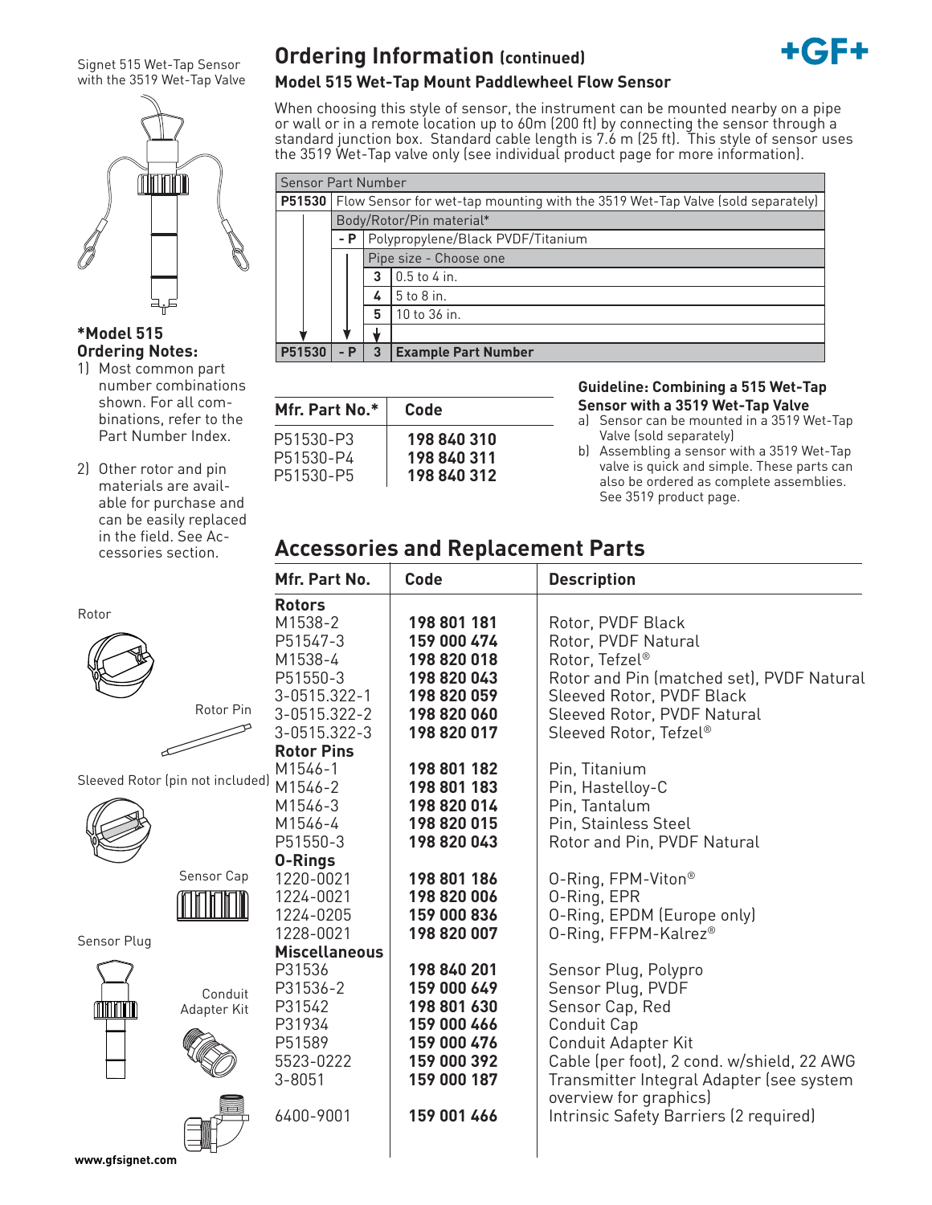Signet 515 Wet-Tap Sensor with the 3519 Wet-Tap Valve

**\*Model 515 Ordering Notes:**

1) Most common part number combinations shown. For all combinations, refer to the Part Number Index.
2) Other rotor and pin materials are available for purchase and can be easily replaced in the field. See Accessories section.

Rotor

Rotor Pin

Sleeved Rotor (pin not included)

Sensor Cap

Sensor Plug

Conduit Adapter Kit

# Ordering Information (continued)

## Model 515 Wet-Tap Mount Paddlewheel Flow Sensor

When choosing this style of sensor, the instrument can be mounted nearby on a pipe or wall or in a remote location up to 60m (200 ft) by connecting the sensor through a standard junction box. Standard cable length is 7.6 m (25 ft). This style of sensor uses the 3519 Wet-Tap valve only (see individual product page for more information).

| Sensor Part Number | | | |
|---|---|---|---|
| **P51530** | Flow Sensor for wet-tap mounting with the 3519 Wet-Tap Valve (sold separately) | | |
| | Body/Rotor/Pin material* | | |
| | **- P** | Polypropylene/Black PVDF/Titanium | |
| | | Pipe size - Choose one | |
| | | **3** | 0.5 to 4 in. |
| | | **4** | 5 to 8 in. |
| | | **5** | 10 to 36 in. |
| **P51530** | **- P** | **3** | **Example Part Number** |

| Mfr. Part No.* | Code |
|---|---|
| P51530-P3 | **198 840 310** |
| P51530-P4 | **198 840 311** |
| P51530-P5 | **198 840 312** |

**Guideline: Combining a 515 Wet-Tap Sensor with a 3519 Wet-Tap Valve**

a) Sensor can be mounted in a 3519 Wet-Tap Valve (sold separately)

b) Assembling a sensor with a 3519 Wet-Tap valve is quick and simple. These parts can also be ordered as complete assemblies. See 3519 product page.

# Accessories and Replacement Parts

| Mfr. Part No. | Code | Description |
|---|---|---|
| **Rotors** | | |
| M1538-2 | **198 801 181** | Rotor, PVDF Black |
| P51547-3 | **159 000 474** | Rotor, PVDF Natural |
| M1538-4 | **198 820 018** | Rotor, Tefzel® |
| P51550-3 | **198 820 043** | Rotor and Pin (matched set), PVDF Natural |
| 3-0515.322-1 | **198 820 059** | Sleeved Rotor, PVDF Black |
| 3-0515.322-2 | **198 820 060** | Sleeved Rotor, PVDF Natural |
| 3-0515.322-3 | **198 820 017** | Sleeved Rotor, Tefzel® |
| **Rotor Pins** | | |
| M1546-1 | **198 801 182** | Pin, Titanium |
| M1546-2 | **198 801 183** | Pin, Hastelloy-C |
| M1546-3 | **198 820 014** | Pin, Tantalum |
| M1546-4 | **198 820 015** | Pin, Stainless Steel |
| P51550-3 | **198 820 043** | Rotor and Pin, PVDF Natural |
| **O-Rings** | | |
| 1220-0021 | **198 801 186** | O-Ring, FPM-Viton® |
| 1224-0021 | **198 820 006** | O-Ring, EPR |
| 1224-0205 | **159 000 836** | O-Ring, EPDM (Europe only) |
| 1228-0021 | **198 820 007** | O-Ring, FFPM-Kalrez® |
| **Miscellaneous** | | |
| P31536 | **198 840 201** | Sensor Plug, Polypro |
| P31536-2 | **159 000 649** | Sensor Plug, PVDF |
| P31542 | **198 801 630** | Sensor Cap, Red |
| P31934 | **159 000 466** | Conduit Cap |
| P51589 | **159 000 476** | Conduit Adapter Kit |
| 5523-0222 | **159 000 392** | Cable (per foot), 2 cond. w/shield, 22 AWG |
| 3-8051 | **159 000 187** | Transmitter Integral Adapter (see system overview for graphics) |
| 6400-9001 | **159 001 466** | Intrinsic Safety Barriers (2 required) |